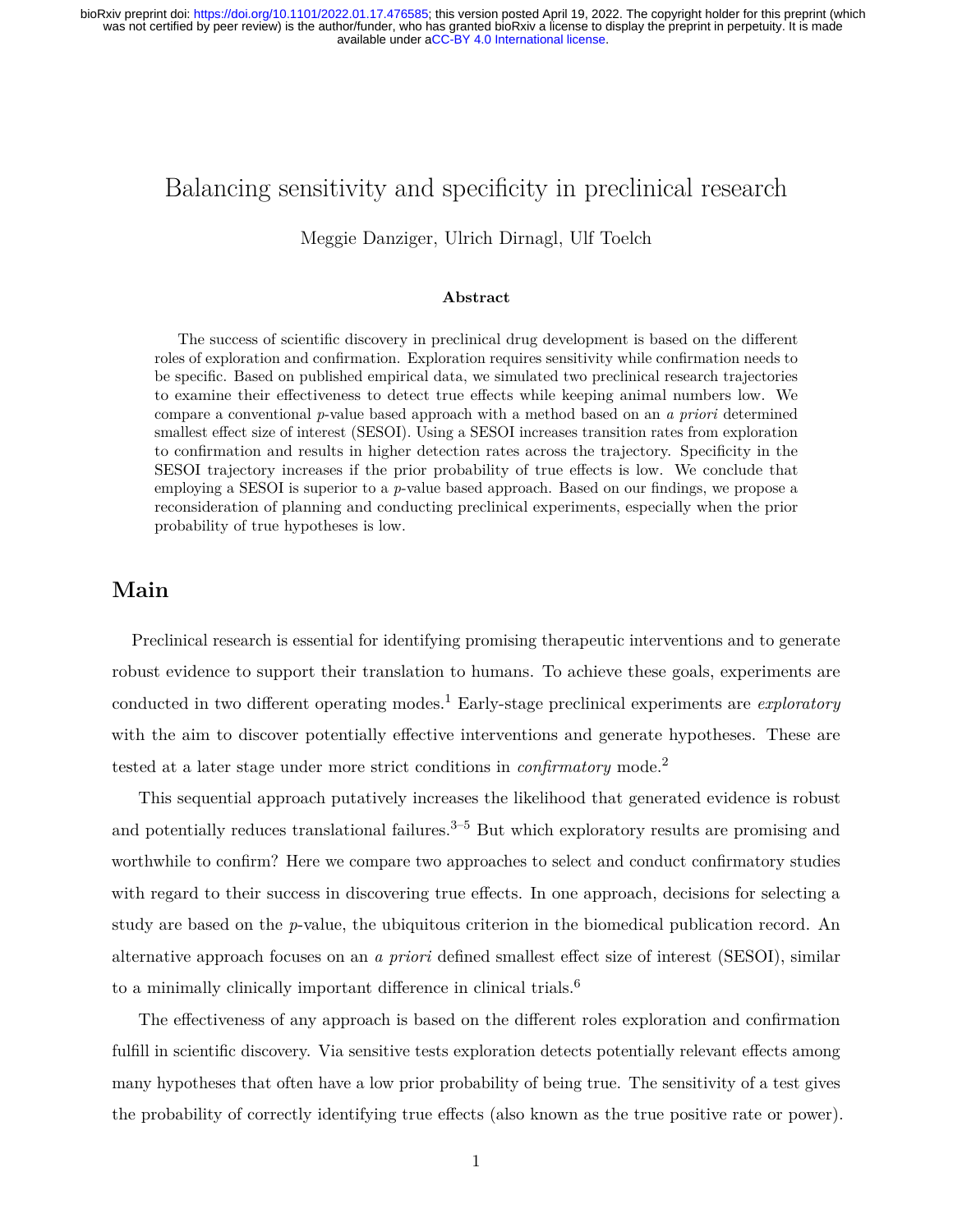# Balancing sensitivity and specificity in preclinical research

Meggie Danziger, Ulrich Dirnagl, Ulf Toelch

### Abstract

The success of scientific discovery in preclinical drug development is based on the different roles of exploration and confirmation. Exploration requires sensitivity while confirmation needs to be specific. Based on published empirical data, we simulated two preclinical research trajectories to examine their effectiveness to detect true effects while keeping animal numbers low. We compare a conventional *p*-value based approach with a method based on an *a priori* determined smallest effect size of interest (SESOI). Using a SESOI increases transition rates from exploration to confirmation and results in higher detection rates across the trajectory. Specificity in the SESOI trajectory increases if the prior probability of true effects is low. We conclude that employing a SESOI is superior to a *p*-value based approach. Based on our findings, we propose a reconsideration of planning and conducting preclinical experiments, especially when the prior probability of true hypotheses is low.

## Main

Preclinical research is essential for identifying promising therapeutic interventions and to generate robust evidence to support their translation to humans. To achieve these goals, experiments are conducted in two different operating modes.[1] Early-stage preclinical experiments are *exploratory* with the aim to discover potentially effective interventions and generate hypotheses. These are tested at a later stage under more strict conditions in *confirmatory* mode.[2]

This sequential approach putatively increases the likelihood that generated evidence is robust and potentially reduces translational failures.[3–5] But which exploratory results are promising and worthwhile to confirm? Here we compare two approaches to select and conduct confirmatory studies with regard to their success in discovering true effects. In one approach, decisions for selecting a study are based on the *p*-value, the ubiquitous criterion in the biomedical publication record. An alternative approach focuses on an *a priori* defined smallest effect size of interest (SESOI), similar to a minimally clinically important difference in clinical trials.[6]

The effectiveness of any approach is based on the different roles exploration and confirmation fulfill in scientific discovery. Via sensitive tests exploration detects potentially relevant effects among many hypotheses that often have a low prior probability of being true. The sensitivity of a test gives the probability of correctly identifying true effects (also known as the true positive rate or power).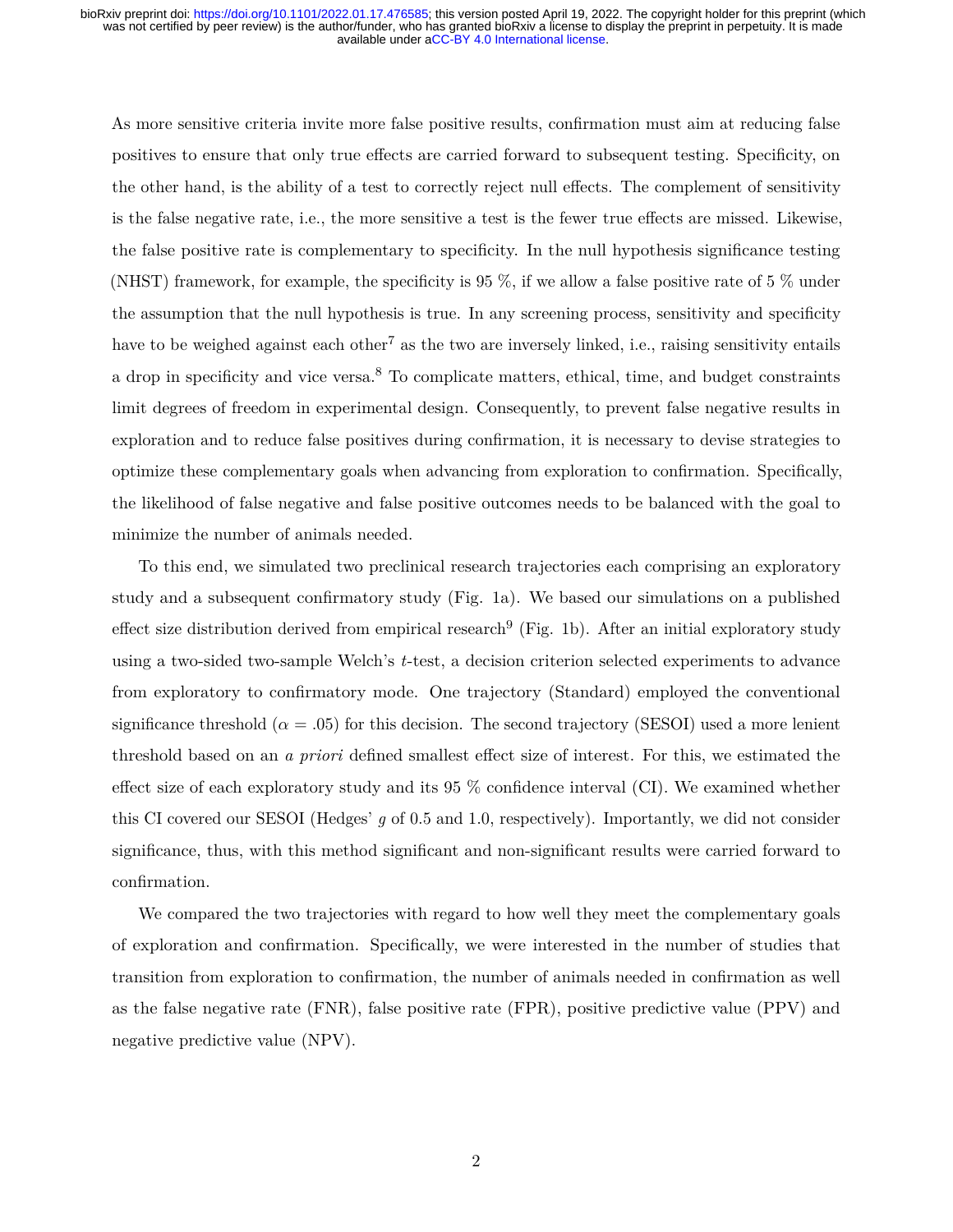As more sensitive criteria invite more false positive results, confirmation must aim at reducing false positives to ensure that only true effects are carried forward to subsequent testing. Specificity, on the other hand, is the ability of a test to correctly reject null effects. The complement of sensitivity is the false negative rate, i.e., the more sensitive a test is the fewer true effects are missed. Likewise, the false positive rate is complementary to specificity. In the null hypothesis significance testing (NHST) framework, for example, the specificity is 95 %, if we allow a false positive rate of 5 % under the assumption that the null hypothesis is true. In any screening process, sensitivity and specificity have to be weighed against each other[7] as the two are inversely linked, i.e., raising sensitivity entails a drop in specificity and vice versa.[8] To complicate matters, ethical, time, and budget constraints limit degrees of freedom in experimental design. Consequently, to prevent false negative results in exploration and to reduce false positives during confirmation, it is necessary to devise strategies to optimize these complementary goals when advancing from exploration to confirmation. Specifically, the likelihood of false negative and false positive outcomes needs to be balanced with the goal to minimize the number of animals needed.

To this end, we simulated two preclinical research trajectories each comprising an exploratory study and a subsequent confirmatory study (Fig. 1a). We based our simulations on a published effect size distribution derived from empirical research[9] (Fig. 1b). After an initial exploratory study using a two-sided two-sample Welch's *t*-test, a decision criterion selected experiments to advance from exploratory to confirmatory mode. One trajectory (Standard) employed the conventional significance threshold ($\alpha = .05$) for this decision. The second trajectory (SESOI) used a more lenient threshold based on an *a priori* defined smallest effect size of interest. For this, we estimated the effect size of each exploratory study and its 95 % confidence interval (CI). We examined whether this CI covered our SESOI (Hedges' $g$ of 0.5 and 1.0, respectively). Importantly, we did not consider significance, thus, with this method significant and non-significant results were carried forward to confirmation.

We compared the two trajectories with regard to how well they meet the complementary goals of exploration and confirmation. Specifically, we were interested in the number of studies that transition from exploration to confirmation, the number of animals needed in confirmation as well as the false negative rate (FNR), false positive rate (FPR), positive predictive value (PPV) and negative predictive value (NPV).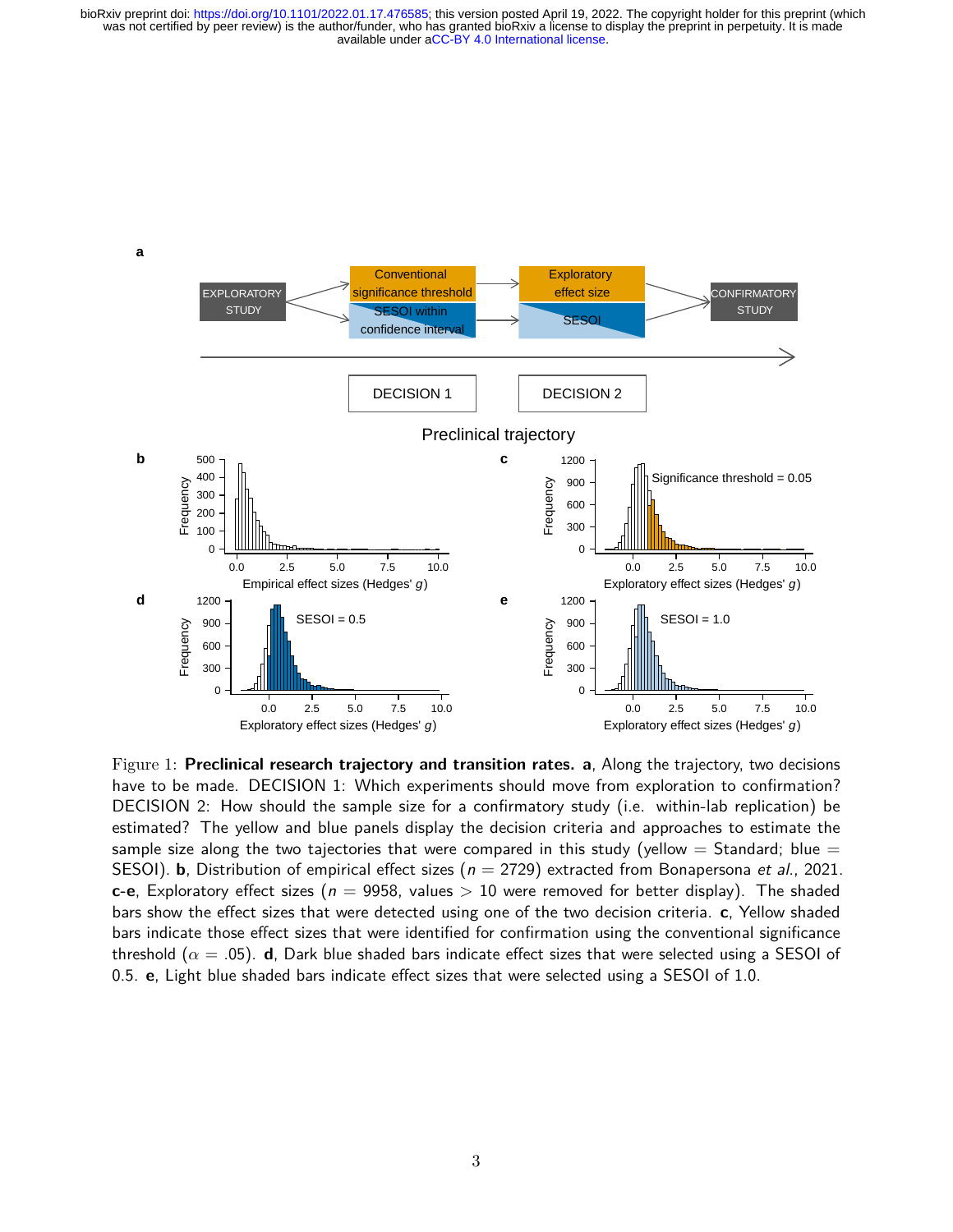Figure 1: **Preclinical research trajectory and transition rates.** **a**, Along the trajectory, two decisions have to be made. DECISION 1: Which experiments should move from exploration to confirmation? DECISION 2: How should the sample size for a confirmatory study (i.e. within-lab replication) be estimated? The yellow and blue panels display the decision criteria and approaches to estimate the sample size along the two tajectories that were compared in this study (yellow = Standard; blue = SESOI). **b**, Distribution of empirical effect sizes ($n$ = 2729) extracted from Bonapersona *et al.*, 2021. **c**-**e**, Exploratory effect sizes ($n$ = 9958, values > 10 were removed for better display). The shaded bars show the effect sizes that were detected using one of the two decision criteria. **c**, Yellow shaded bars indicate those effect sizes that were identified for confirmation using the conventional significance threshold ($\alpha$ = .05). **d**, Dark blue shaded bars indicate effect sizes that were selected using a SESOI of 0.5. **e**, Light blue shaded bars indicate effect sizes that were selected using a SESOI of 1.0.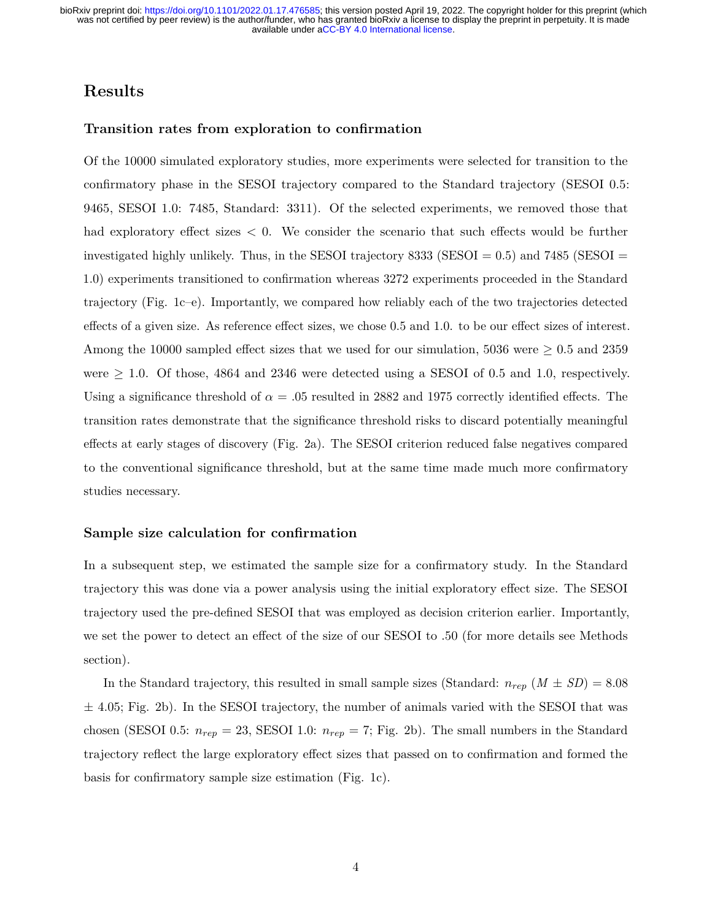## Results

### Transition rates from exploration to confirmation

Of the 10000 simulated exploratory studies, more experiments were selected for transition to the confirmatory phase in the SESOI trajectory compared to the Standard trajectory (SESOI 0.5: 9465, SESOI 1.0: 7485, Standard: 3311). Of the selected experiments, we removed those that had exploratory effect sizes $< 0$. We consider the scenario that such effects would be further investigated highly unlikely. Thus, in the SESOI trajectory 8333 (SESOI = 0.5) and 7485 (SESOI = 1.0) experiments transitioned to confirmation whereas 3272 experiments proceeded in the Standard trajectory (Fig. 1c–e). Importantly, we compared how reliably each of the two trajectories detected effects of a given size. As reference effect sizes, we chose 0.5 and 1.0. to be our effect sizes of interest. Among the 10000 sampled effect sizes that we used for our simulation, 5036 were $\geq 0.5$ and 2359 were $\geq 1.0$. Of those, 4864 and 2346 were detected using a SESOI of 0.5 and 1.0, respectively. Using a significance threshold of $\alpha = .05$ resulted in 2882 and 1975 correctly identified effects. The transition rates demonstrate that the significance threshold risks to discard potentially meaningful effects at early stages of discovery (Fig. 2a). The SESOI criterion reduced false negatives compared to the conventional significance threshold, but at the same time made much more confirmatory studies necessary.

### Sample size calculation for confirmation

In a subsequent step, we estimated the sample size for a confirmatory study. In the Standard trajectory this was done via a power analysis using the initial exploratory effect size. The SESOI trajectory used the pre-defined SESOI that was employed as decision criterion earlier. Importantly, we set the power to detect an effect of the size of our SESOI to .50 (for more details see Methods section).

In the Standard trajectory, this resulted in small sample sizes (Standard: $n_{rep}$ ($M \pm SD$) = 8.08 $\pm$ 4.05; Fig. 2b). In the SESOI trajectory, the number of animals varied with the SESOI that was chosen (SESOI 0.5: $n_{rep} = 23$, SESOI 1.0: $n_{rep} = 7$; Fig. 2b). The small numbers in the Standard trajectory reflect the large exploratory effect sizes that passed on to confirmation and formed the basis for confirmatory sample size estimation (Fig. 1c).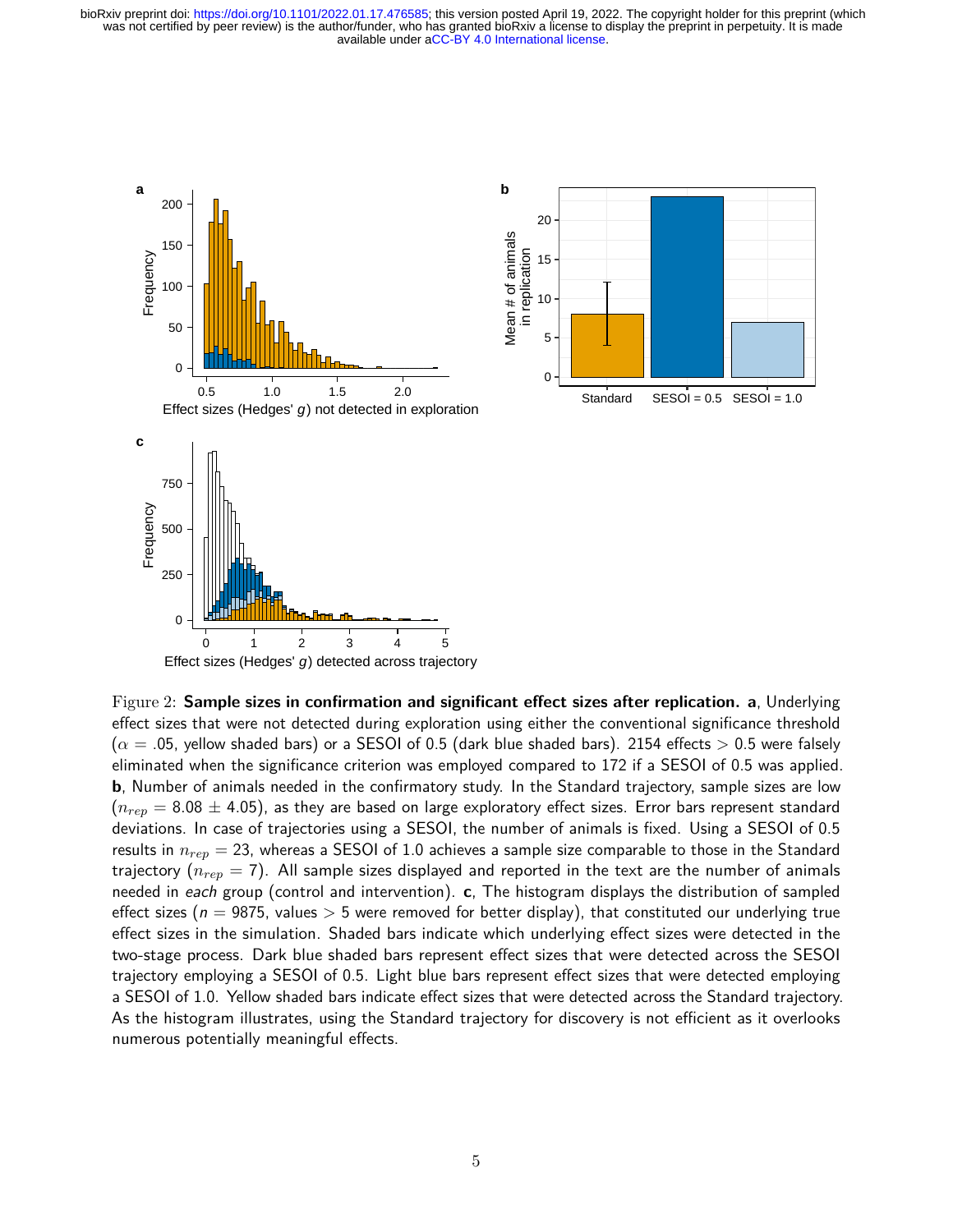Figure 2: **Sample sizes in confirmation and significant effect sizes after replication.** **a**, Underlying effect sizes that were not detected during exploration using either the conventional significance threshold ($\alpha = .05$, yellow shaded bars) or a SESOI of 0.5 (dark blue shaded bars). 2154 effects $> 0.5$ were falsely eliminated when the significance criterion was employed compared to 172 if a SESOI of 0.5 was applied. **b**, Number of animals needed in the confirmatory study. In the Standard trajectory, sample sizes are low ($n_{rep} = 8.08 \pm 4.05$), as they are based on large exploratory effect sizes. Error bars represent standard deviations. In case of trajectories using a SESOI, the number of animals is fixed. Using a SESOI of 0.5 results in $n_{rep} = 23$, whereas a SESOI of 1.0 achieves a sample size comparable to those in the Standard trajectory ($n_{rep} = 7$). All sample sizes displayed and reported in the text are the number of animals needed in *each* group (control and intervention). **c**, The histogram displays the distribution of sampled effect sizes ($n = 9875$, values $> 5$ were removed for better display), that constituted our underlying true effect sizes in the simulation. Shaded bars indicate which underlying effect sizes were detected in the two-stage process. Dark blue shaded bars represent effect sizes that were detected across the SESOI trajectory employing a SESOI of 0.5. Light blue bars represent effect sizes that were detected employing a SESOI of 1.0. Yellow shaded bars indicate effect sizes that were detected across the Standard trajectory. As the histogram illustrates, using the Standard trajectory for discovery is not efficient as it overlooks numerous potentially meaningful effects.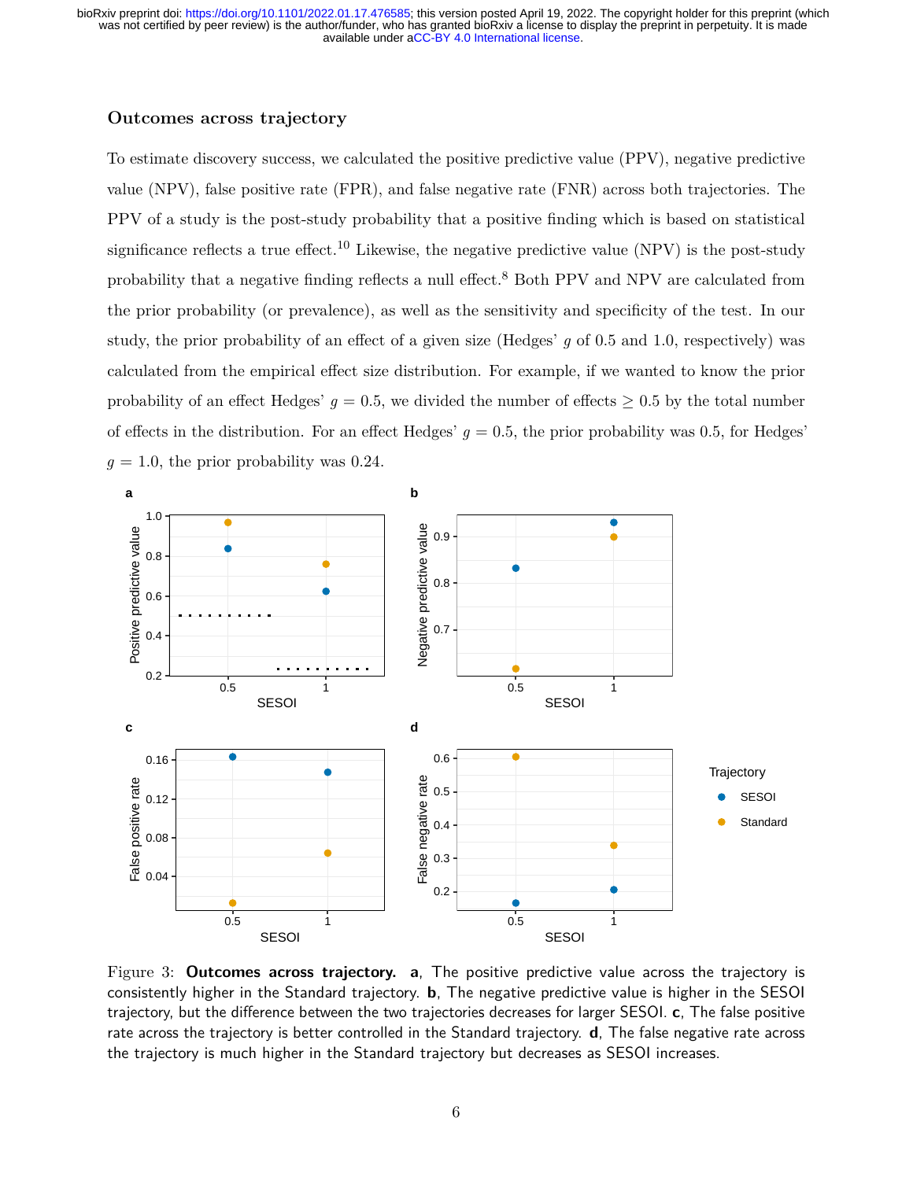### Outcomes across trajectory

To estimate discovery success, we calculated the positive predictive value (PPV), negative predictive value (NPV), false positive rate (FPR), and false negative rate (FNR) across both trajectories. The PPV of a study is the post-study probability that a positive finding which is based on statistical significance reflects a true effect.[10] Likewise, the negative predictive value (NPV) is the post-study probability that a negative finding reflects a null effect.[8] Both PPV and NPV are calculated from the prior probability (or prevalence), as well as the sensitivity and specificity of the test. In our study, the prior probability of an effect of a given size (Hedges' $g$ of 0.5 and 1.0, respectively) was calculated from the empirical effect size distribution. For example, if we wanted to know the prior probability of an effect Hedges' $g = 0.5$, we divided the number of effects $\geq 0.5$ by the total number of effects in the distribution. For an effect Hedges' $g = 0.5$, the prior probability was 0.5, for Hedges' $g = 1.0$, the prior probability was 0.24.

Figure 3: **Outcomes across trajectory.** **a**, The positive predictive value across the trajectory is consistently higher in the Standard trajectory. **b**, The negative predictive value is higher in the SESOI trajectory, but the difference between the two trajectories decreases for larger SESOI. **c**, The false positive rate across the trajectory is better controlled in the Standard trajectory. **d**, The false negative rate across the trajectory is much higher in the Standard trajectory but decreases as SESOI increases.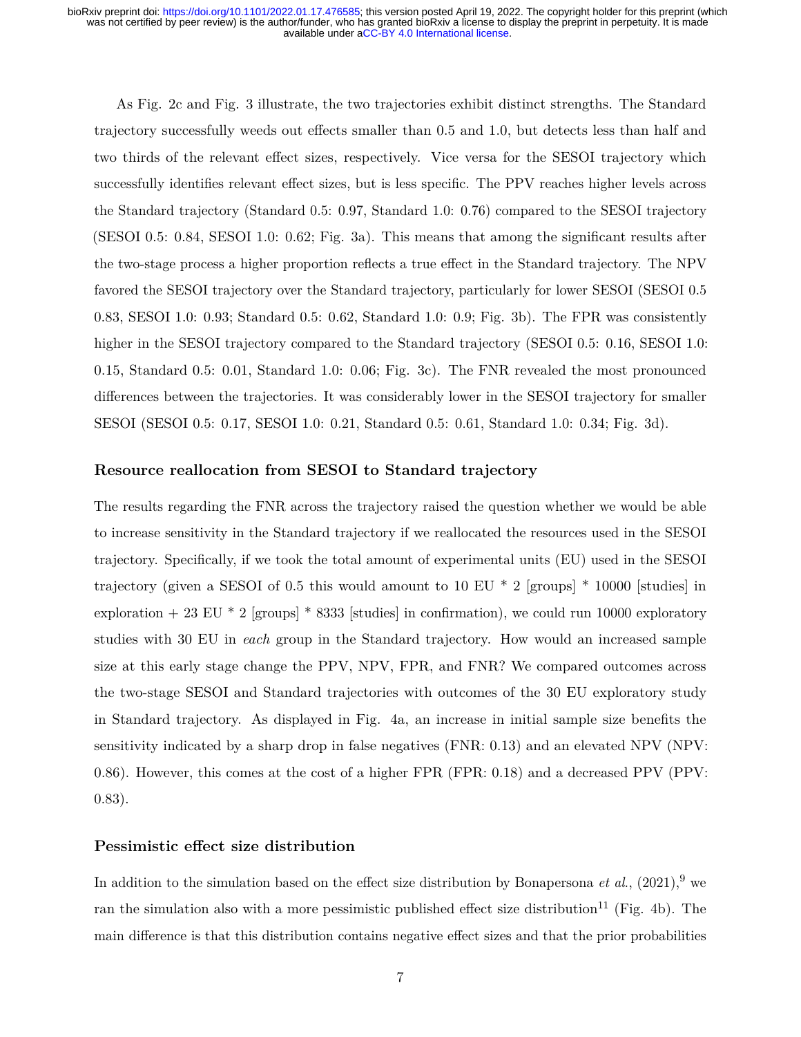As Fig. 2c and Fig. 3 illustrate, the two trajectories exhibit distinct strengths. The Standard trajectory successfully weeds out effects smaller than 0.5 and 1.0, but detects less than half and two thirds of the relevant effect sizes, respectively. Vice versa for the SESOI trajectory which successfully identifies relevant effect sizes, but is less specific. The PPV reaches higher levels across the Standard trajectory (Standard 0.5: 0.97, Standard 1.0: 0.76) compared to the SESOI trajectory (SESOI 0.5: 0.84, SESOI 1.0: 0.62; Fig. 3a). This means that among the significant results after the two-stage process a higher proportion reflects a true effect in the Standard trajectory. The NPV favored the SESOI trajectory over the Standard trajectory, particularly for lower SESOI (SESOI 0.5 0.83, SESOI 1.0: 0.93; Standard 0.5: 0.62, Standard 1.0: 0.9; Fig. 3b). The FPR was consistently higher in the SESOI trajectory compared to the Standard trajectory (SESOI 0.5: 0.16, SESOI 1.0: 0.15, Standard 0.5: 0.01, Standard 1.0: 0.06; Fig. 3c). The FNR revealed the most pronounced differences between the trajectories. It was considerably lower in the SESOI trajectory for smaller SESOI (SESOI 0.5: 0.17, SESOI 1.0: 0.21, Standard 0.5: 0.61, Standard 1.0: 0.34; Fig. 3d).

### Resource reallocation from SESOI to Standard trajectory

The results regarding the FNR across the trajectory raised the question whether we would be able to increase sensitivity in the Standard trajectory if we reallocated the resources used in the SESOI trajectory. Specifically, if we took the total amount of experimental units (EU) used in the SESOI trajectory (given a SESOI of 0.5 this would amount to 10 EU * 2 [groups] * 10000 [studies] in exploration + 23 EU * 2 [groups] * 8333 [studies] in confirmation), we could run 10000 exploratory studies with 30 EU in *each* group in the Standard trajectory. How would an increased sample size at this early stage change the PPV, NPV, FPR, and FNR? We compared outcomes across the two-stage SESOI and Standard trajectories with outcomes of the 30 EU exploratory study in Standard trajectory. As displayed in Fig. 4a, an increase in initial sample size benefits the sensitivity indicated by a sharp drop in false negatives (FNR: 0.13) and an elevated NPV (NPV: 0.86). However, this comes at the cost of a higher FPR (FPR: 0.18) and a decreased PPV (PPV: 0.83).

### Pessimistic effect size distribution

In addition to the simulation based on the effect size distribution by Bonapersona *et al.*, (2021),[9] we ran the simulation also with a more pessimistic published effect size distribution[11] (Fig. 4b). The main difference is that this distribution contains negative effect sizes and that the prior probabilities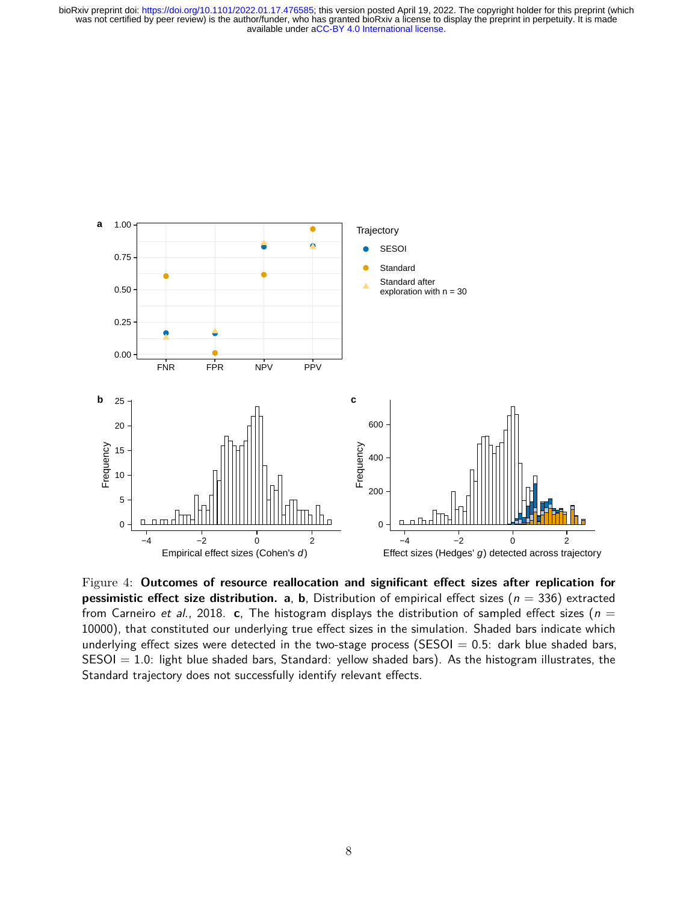Figure 4: **Outcomes of resource reallocation and significant effect sizes after replication for pessimistic effect size distribution.** **a**, **b**, Distribution of empirical effect sizes ($n = 336$) extracted from Carneiro *et al.*, 2018. **c**, The histogram displays the distribution of sampled effect sizes ($n = 10000$), that constituted our underlying true effect sizes in the simulation. Shaded bars indicate which underlying effect sizes were detected in the two-stage process (SESOI = 0.5: dark blue shaded bars, SESOI = 1.0: light blue shaded bars, Standard: yellow shaded bars). As the histogram illustrates, the Standard trajectory does not successfully identify relevant effects.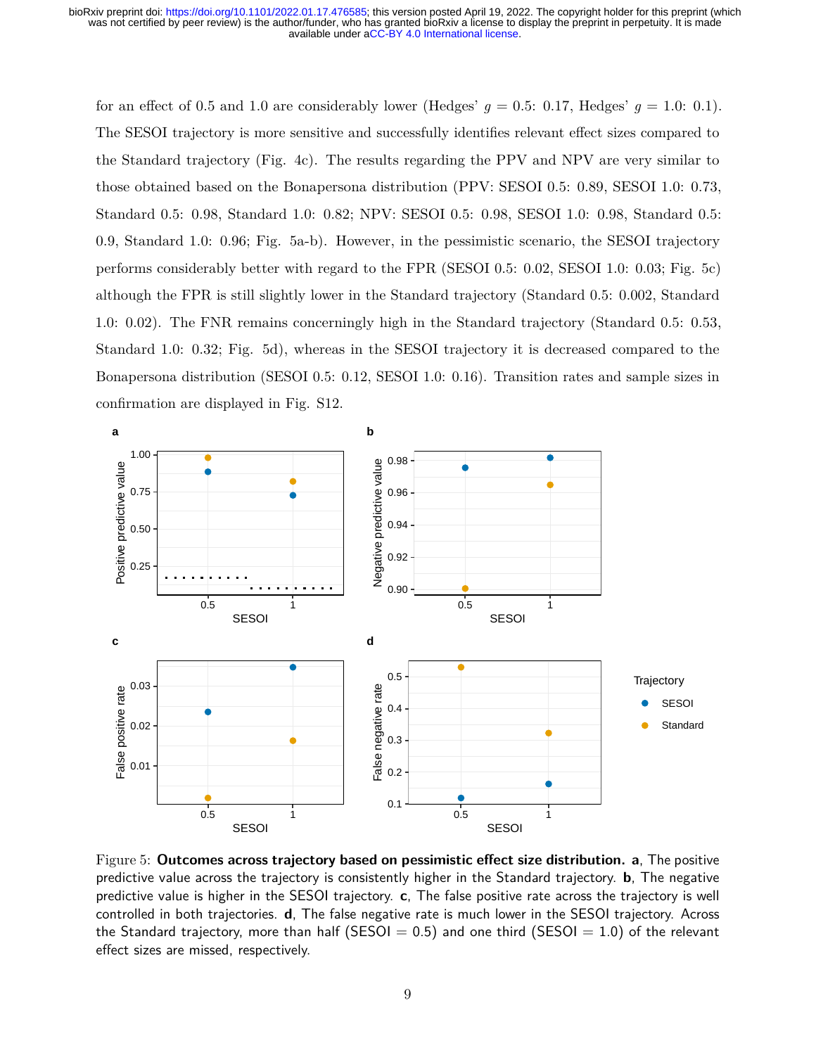for an effect of 0.5 and 1.0 are considerably lower (Hedges' $g = 0.5$: 0.17, Hedges' $g = 1.0$: 0.1). The SESOI trajectory is more sensitive and successfully identifies relevant effect sizes compared to the Standard trajectory (Fig. 4c). The results regarding the PPV and NPV are very similar to those obtained based on the Bonapersona distribution (PPV: SESOI 0.5: 0.89, SESOI 1.0: 0.73, Standard 0.5: 0.98, Standard 1.0: 0.82; NPV: SESOI 0.5: 0.98, SESOI 1.0: 0.98, Standard 0.5: 0.9, Standard 1.0: 0.96; Fig. 5a-b). However, in the pessimistic scenario, the SESOI trajectory performs considerably better with regard to the FPR (SESOI 0.5: 0.02, SESOI 1.0: 0.03; Fig. 5c) although the FPR is still slightly lower in the Standard trajectory (Standard 0.5: 0.002, Standard 1.0: 0.02). The FNR remains concerningly high in the Standard trajectory (Standard 0.5: 0.53, Standard 1.0: 0.32; Fig. 5d), whereas in the SESOI trajectory it is decreased compared to the Bonapersona distribution (SESOI 0.5: 0.12, SESOI 1.0: 0.16). Transition rates and sample sizes in confirmation are displayed in Fig. S12.

Figure 5: **Outcomes across trajectory based on pessimistic effect size distribution.** **a**, The positive predictive value across the trajectory is consistently higher in the Standard trajectory. **b**, The negative predictive value is higher in the SESOI trajectory. **c**, The false positive rate across the trajectory is well controlled in both trajectories. **d**, The false negative rate is much lower in the SESOI trajectory. Across the Standard trajectory, more than half (SESOI = 0.5) and one third (SESOI = 1.0) of the relevant effect sizes are missed, respectively.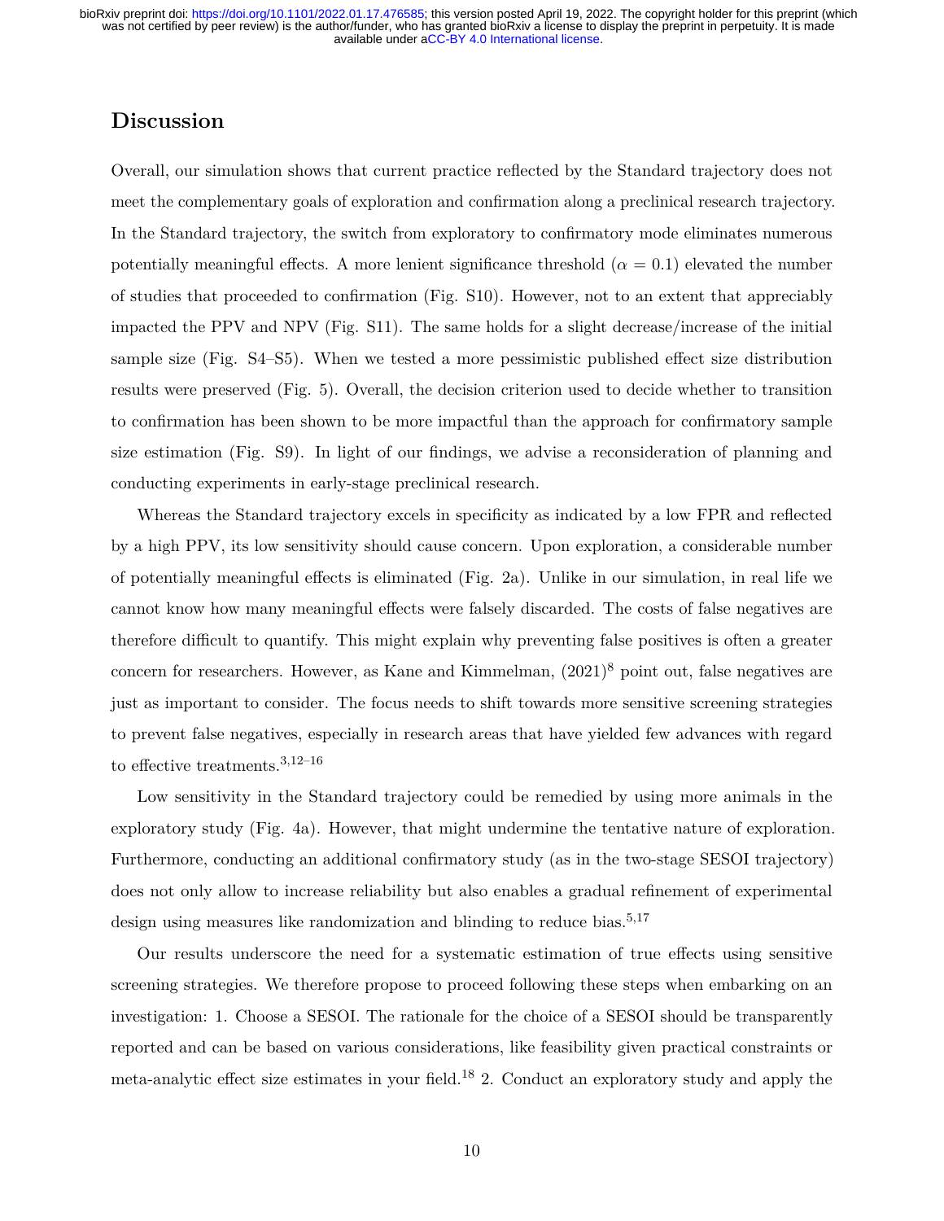## Discussion

Overall, our simulation shows that current practice reflected by the Standard trajectory does not meet the complementary goals of exploration and confirmation along a preclinical research trajectory. In the Standard trajectory, the switch from exploratory to confirmatory mode eliminates numerous potentially meaningful effects. A more lenient significance threshold ($\alpha = 0.1$) elevated the number of studies that proceeded to confirmation (Fig. S10). However, not to an extent that appreciably impacted the PPV and NPV (Fig. S11). The same holds for a slight decrease/increase of the initial sample size (Fig. S4–S5). When we tested a more pessimistic published effect size distribution results were preserved (Fig. 5). Overall, the decision criterion used to decide whether to transition to confirmation has been shown to be more impactful than the approach for confirmatory sample size estimation (Fig. S9). In light of our findings, we advise a reconsideration of planning and conducting experiments in early-stage preclinical research.

Whereas the Standard trajectory excels in specificity as indicated by a low FPR and reflected by a high PPV, its low sensitivity should cause concern. Upon exploration, a considerable number of potentially meaningful effects is eliminated (Fig. 2a). Unlike in our simulation, in real life we cannot know how many meaningful effects were falsely discarded. The costs of false negatives are therefore difficult to quantify. This might explain why preventing false positives is often a greater concern for researchers. However, as Kane and Kimmelman, (2021)[8] point out, false negatives are just as important to consider. The focus needs to shift towards more sensitive screening strategies to prevent false negatives, especially in research areas that have yielded few advances with regard to effective treatments.[3,12–16]

Low sensitivity in the Standard trajectory could be remedied by using more animals in the exploratory study (Fig. 4a). However, that might undermine the tentative nature of exploration. Furthermore, conducting an additional confirmatory study (as in the two-stage SESOI trajectory) does not only allow to increase reliability but also enables a gradual refinement of experimental design using measures like randomization and blinding to reduce bias.[5,17]

Our results underscore the need for a systematic estimation of true effects using sensitive screening strategies. We therefore propose to proceed following these steps when embarking on an investigation: 1. Choose a SESOI. The rationale for the choice of a SESOI should be transparently reported and can be based on various considerations, like feasibility given practical constraints or meta-analytic effect size estimates in your field.[18] 2. Conduct an exploratory study and apply the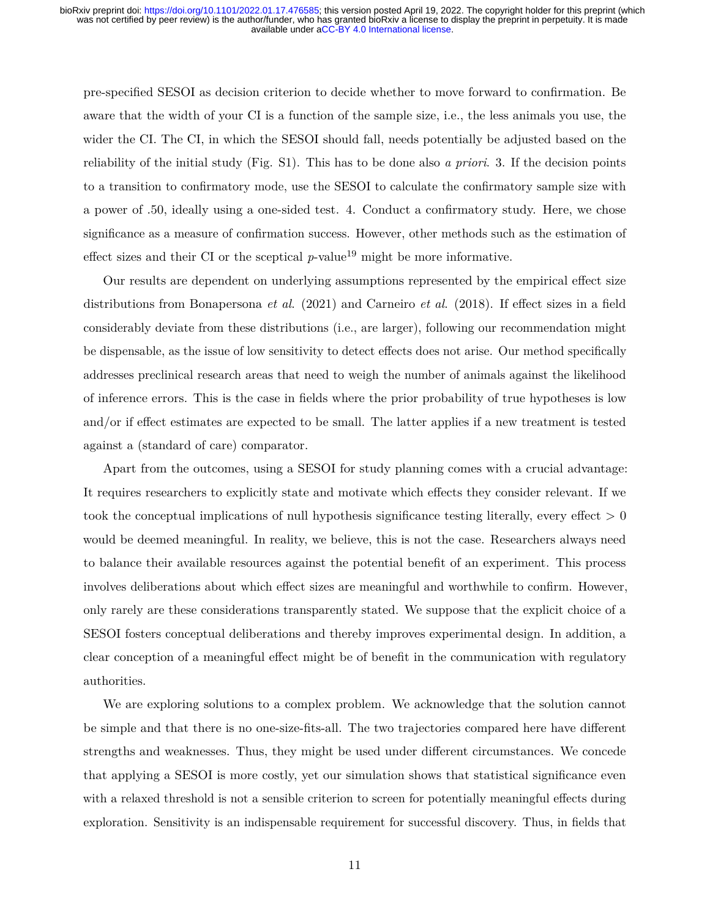pre-specified SESOI as decision criterion to decide whether to move forward to confirmation. Be aware that the width of your CI is a function of the sample size, i.e., the less animals you use, the wider the CI. The CI, in which the SESOI should fall, needs potentially be adjusted based on the reliability of the initial study (Fig. S1). This has to be done also *a priori*. 3. If the decision points to a transition to confirmatory mode, use the SESOI to calculate the confirmatory sample size with a power of .50, ideally using a one-sided test. 4. Conduct a confirmatory study. Here, we chose significance as a measure of confirmation success. However, other methods such as the estimation of effect sizes and their CI or the sceptical $p$-value[19] might be more informative.

Our results are dependent on underlying assumptions represented by the empirical effect size distributions from Bonapersona *et al*. (2021) and Carneiro *et al*. (2018). If effect sizes in a field considerably deviate from these distributions (i.e., are larger), following our recommendation might be dispensable, as the issue of low sensitivity to detect effects does not arise. Our method specifically addresses preclinical research areas that need to weigh the number of animals against the likelihood of inference errors. This is the case in fields where the prior probability of true hypotheses is low and/or if effect estimates are expected to be small. The latter applies if a new treatment is tested against a (standard of care) comparator.

Apart from the outcomes, using a SESOI for study planning comes with a crucial advantage: It requires researchers to explicitly state and motivate which effects they consider relevant. If we took the conceptual implications of null hypothesis significance testing literally, every effect $> 0$ would be deemed meaningful. In reality, we believe, this is not the case. Researchers always need to balance their available resources against the potential benefit of an experiment. This process involves deliberations about which effect sizes are meaningful and worthwhile to confirm. However, only rarely are these considerations transparently stated. We suppose that the explicit choice of a SESOI fosters conceptual deliberations and thereby improves experimental design. In addition, a clear conception of a meaningful effect might be of benefit in the communication with regulatory authorities.

We are exploring solutions to a complex problem. We acknowledge that the solution cannot be simple and that there is no one-size-fits-all. The two trajectories compared here have different strengths and weaknesses. Thus, they might be used under different circumstances. We concede that applying a SESOI is more costly, yet our simulation shows that statistical significance even with a relaxed threshold is not a sensible criterion to screen for potentially meaningful effects during exploration. Sensitivity is an indispensable requirement for successful discovery. Thus, in fields that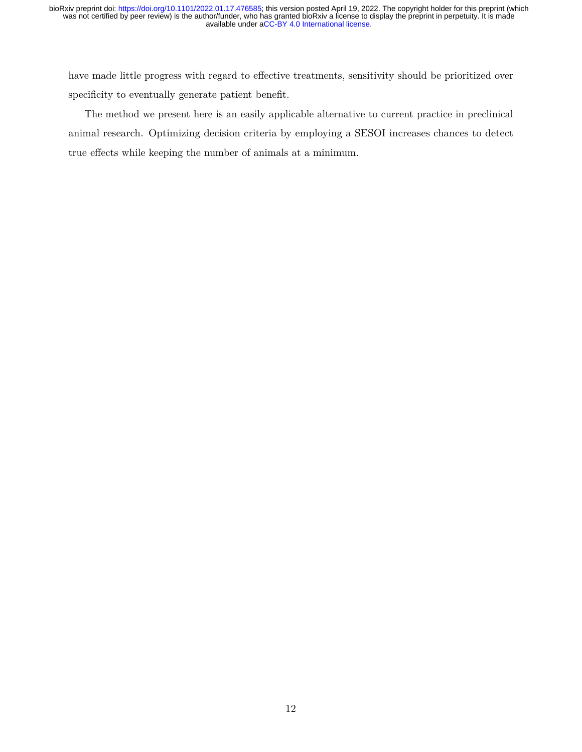have made little progress with regard to effective treatments, sensitivity should be prioritized over specificity to eventually generate patient benefit.

The method we present here is an easily applicable alternative to current practice in preclinical animal research. Optimizing decision criteria by employing a SESOI increases chances to detect true effects while keeping the number of animals at a minimum.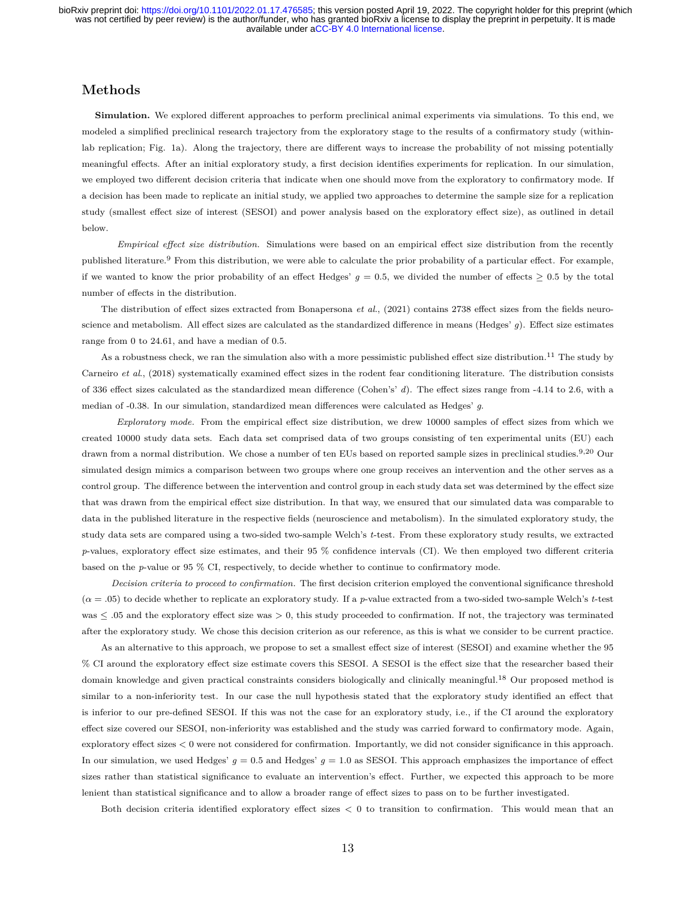## Methods

**Simulation.** We explored different approaches to perform preclinical animal experiments via simulations. To this end, we modeled a simplified preclinical research trajectory from the exploratory stage to the results of a confirmatory study (within-lab replication; Fig. 1a). Along the trajectory, there are different ways to increase the probability of not missing potentially meaningful effects. After an initial exploratory study, a first decision identifies experiments for replication. In our simulation, we employed two different decision criteria that indicate when one should move from the exploratory to confirmatory mode. If a decision has been made to replicate an initial study, we applied two approaches to determine the sample size for a replication study (smallest effect size of interest (SESOI) and power analysis based on the exploratory effect size), as outlined in detail below.

*Empirical effect size distribution.* Simulations were based on an empirical effect size distribution from the recently published literature.[9] From this distribution, we were able to calculate the prior probability of a particular effect. For example, if we wanted to know the prior probability of an effect Hedges' $g = 0.5$, we divided the number of effects $\geq 0.5$ by the total number of effects in the distribution.

The distribution of effect sizes extracted from Bonapersona *et al.*, (2021) contains 2738 effect sizes from the fields neuroscience and metabolism. All effect sizes are calculated as the standardized difference in means (Hedges' $g$). Effect size estimates range from 0 to 24.61, and have a median of 0.5.

As a robustness check, we ran the simulation also with a more pessimistic published effect size distribution.[11] The study by Carneiro *et al.*, (2018) systematically examined effect sizes in the rodent fear conditioning literature. The distribution consists of 336 effect sizes calculated as the standardized mean difference (Cohen's' $d$). The effect sizes range from -4.14 to 2.6, with a median of -0.38. In our simulation, standardized mean differences were calculated as Hedges' $g$.

*Exploratory mode.* From the empirical effect size distribution, we drew 10000 samples of effect sizes from which we created 10000 study data sets. Each data set comprised data of two groups consisting of ten experimental units (EU) each drawn from a normal distribution. We chose a number of ten EUs based on reported sample sizes in preclinical studies.[9,20] Our simulated design mimics a comparison between two groups where one group receives an intervention and the other serves as a control group. The difference between the intervention and control group in each study data set was determined by the effect size that was drawn from the empirical effect size distribution. In that way, we ensured that our simulated data was comparable to data in the published literature in the respective fields (neuroscience and metabolism). In the simulated exploratory study, the study data sets are compared using a two-sided two-sample Welch's $t$-test. From these exploratory study results, we extracted $p$-values, exploratory effect size estimates, and their 95 % confidence intervals (CI). We then employed two different criteria based on the $p$-value or 95 % CI, respectively, to decide whether to continue to confirmatory mode.

*Decision criteria to proceed to confirmation.* The first decision criterion employed the conventional significance threshold ($\alpha = .05$) to decide whether to replicate an exploratory study. If a $p$-value extracted from a two-sided two-sample Welch's $t$-test was $\leq .05$ and the exploratory effect size was $> 0$, this study proceeded to confirmation. If not, the trajectory was terminated after the exploratory study. We chose this decision criterion as our reference, as this is what we consider to be current practice.

As an alternative to this approach, we propose to set a smallest effect size of interest (SESOI) and examine whether the 95 % CI around the exploratory effect size estimate covers this SESOI. A SESOI is the effect size that the researcher based their domain knowledge and given practical constraints considers biologically and clinically meaningful.[18] Our proposed method is similar to a non-inferiority test. In our case the null hypothesis stated that the exploratory study identified an effect that is inferior to our pre-defined SESOI. If this was not the case for an exploratory study, i.e., if the CI around the exploratory effect size covered our SESOI, non-inferiority was established and the study was carried forward to confirmatory mode. Again, exploratory effect sizes $< 0$ were not considered for confirmation. Importantly, we did not consider significance in this approach. In our simulation, we used Hedges' $g = 0.5$ and Hedges' $g = 1.0$ as SESOI. This approach emphasizes the importance of effect sizes rather than statistical significance to evaluate an intervention's effect. Further, we expected this approach to be more lenient than statistical significance and to allow a broader range of effect sizes to pass on to be further investigated.

Both decision criteria identified exploratory effect sizes $< 0$ to transition to confirmation. This would mean that an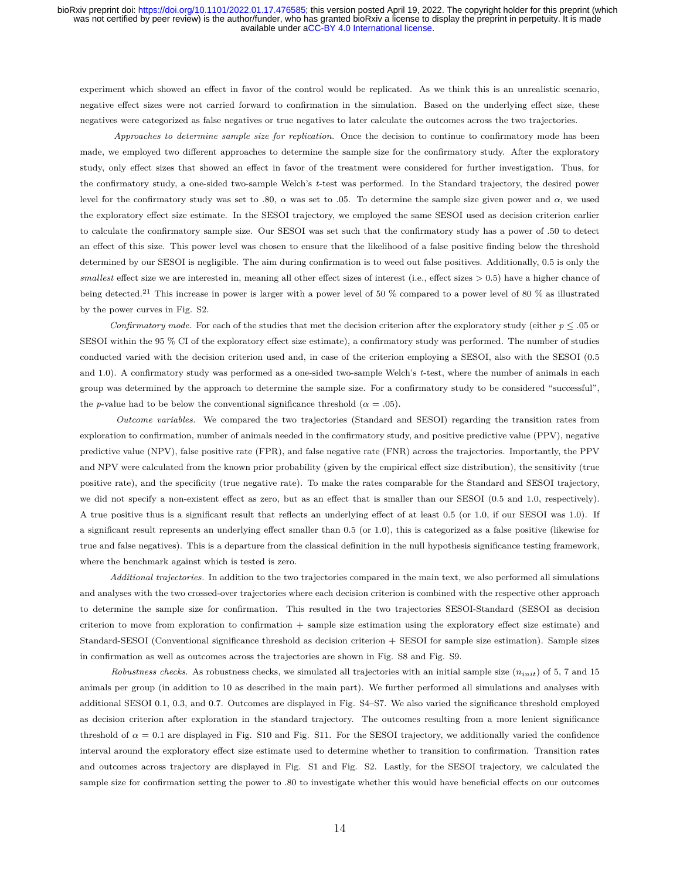experiment which showed an effect in favor of the control would be replicated. As we think this is an unrealistic scenario, negative effect sizes were not carried forward to confirmation in the simulation. Based on the underlying effect size, these negatives were categorized as false negatives or true negatives to later calculate the outcomes across the two trajectories.

*Approaches to determine sample size for replication.* Once the decision to continue to confirmatory mode has been made, we employed two different approaches to determine the sample size for the confirmatory study. After the exploratory study, only effect sizes that showed an effect in favor of the treatment were considered for further investigation. Thus, for the confirmatory study, a one-sided two-sample Welch's $t$-test was performed. In the Standard trajectory, the desired power level for the confirmatory study was set to .80, $\alpha$ was set to .05. To determine the sample size given power and $\alpha$, we used the exploratory effect size estimate. In the SESOI trajectory, we employed the same SESOI used as decision criterion earlier to calculate the confirmatory sample size. Our SESOI was set such that the confirmatory study has a power of .50 to detect an effect of this size. This power level was chosen to ensure that the likelihood of a false positive finding below the threshold determined by our SESOI is negligible. The aim during confirmation is to weed out false positives. Additionally, 0.5 is only the *smallest* effect size we are interested in, meaning all other effect sizes of interest (i.e., effect sizes > 0.5) have a higher chance of being detected.[21] This increase in power is larger with a power level of 50 % compared to a power level of 80 % as illustrated by the power curves in Fig. S2.

*Confirmatory mode.* For each of the studies that met the decision criterion after the exploratory study (either $p \leq .05$ or SESOI within the 95 % CI of the exploratory effect size estimate), a confirmatory study was performed. The number of studies conducted varied with the decision criterion used and, in case of the criterion employing a SESOI, also with the SESOI (0.5 and 1.0). A confirmatory study was performed as a one-sided two-sample Welch's $t$-test, where the number of animals in each group was determined by the approach to determine the sample size. For a confirmatory study to be considered "successful", the $p$-value had to be below the conventional significance threshold ($\alpha = .05$).

*Outcome variables.* We compared the two trajectories (Standard and SESOI) regarding the transition rates from exploration to confirmation, number of animals needed in the confirmatory study, and positive predictive value (PPV), negative predictive value (NPV), false positive rate (FPR), and false negative rate (FNR) across the trajectories. Importantly, the PPV and NPV were calculated from the known prior probability (given by the empirical effect size distribution), the sensitivity (true positive rate), and the specificity (true negative rate). To make the rates comparable for the Standard and SESOI trajectory, we did not specify a non-existent effect as zero, but as an effect that is smaller than our SESOI (0.5 and 1.0, respectively). A true positive thus is a significant result that reflects an underlying effect of at least 0.5 (or 1.0, if our SESOI was 1.0). If a significant result represents an underlying effect smaller than 0.5 (or 1.0), this is categorized as a false positive (likewise for true and false negatives). This is a departure from the classical definition in the null hypothesis significance testing framework, where the benchmark against which is tested is zero.

*Additional trajectories.* In addition to the two trajectories compared in the main text, we also performed all simulations and analyses with the two crossed-over trajectories where each decision criterion is combined with the respective other approach to determine the sample size for confirmation. This resulted in the two trajectories SESOI-Standard (SESOI as decision criterion to move from exploration to confirmation + sample size estimation using the exploratory effect size estimate) and Standard-SESOI (Conventional significance threshold as decision criterion + SESOI for sample size estimation). Sample sizes in confirmation as well as outcomes across the trajectories are shown in Fig. S8 and Fig. S9.

*Robustness checks.* As robustness checks, we simulated all trajectories with an initial sample size ($n_{init}$) of 5, 7 and 15 animals per group (in addition to 10 as described in the main part). We further performed all simulations and analyses with additional SESOI 0.1, 0.3, and 0.7. Outcomes are displayed in Fig. S4–S7. We also varied the significance threshold employed as decision criterion after exploration in the standard trajectory. The outcomes resulting from a more lenient significance threshold of $\alpha = 0.1$ are displayed in Fig. S10 and Fig. S11. For the SESOI trajectory, we additionally varied the confidence interval around the exploratory effect size estimate used to determine whether to transition to confirmation. Transition rates and outcomes across trajectory are displayed in Fig. S1 and Fig. S2. Lastly, for the SESOI trajectory, we calculated the sample size for confirmation setting the power to .80 to investigate whether this would have beneficial effects on our outcomes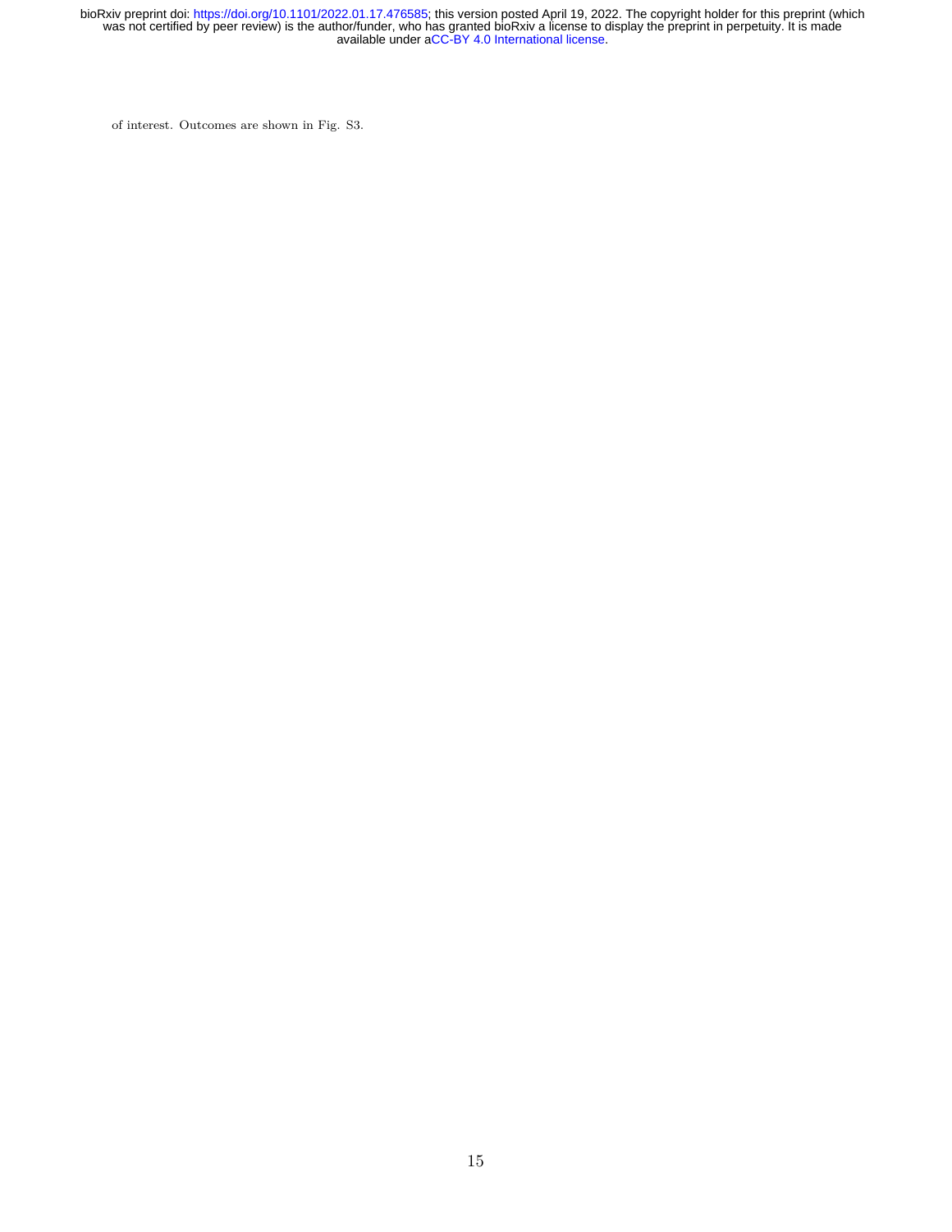of interest. Outcomes are shown in Fig. S3.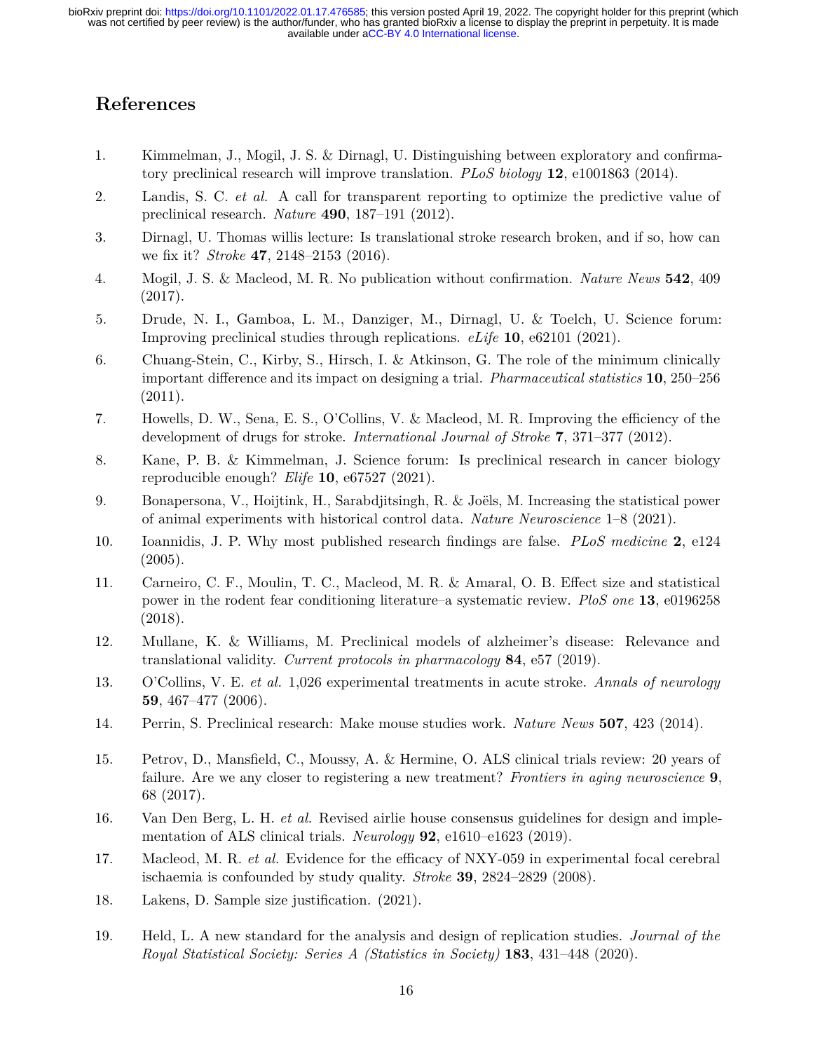# References

1. Kimmelman, J., Mogil, J. S. & Dirnagl, U. Distinguishing between exploratory and confirmatory preclinical research will improve translation. *PLoS biology* **12**, e1001863 (2014).
2. Landis, S. C. *et al.* A call for transparent reporting to optimize the predictive value of preclinical research. *Nature* **490**, 187–191 (2012).
3. Dirnagl, U. Thomas willis lecture: Is translational stroke research broken, and if so, how can we fix it? *Stroke* **47**, 2148–2153 (2016).
4. Mogil, J. S. & Macleod, M. R. No publication without confirmation. *Nature News* **542**, 409 (2017).
5. Drude, N. I., Gamboa, L. M., Danziger, M., Dirnagl, U. & Toelch, U. Science forum: Improving preclinical studies through replications. *eLife* **10**, e62101 (2021).
6. Chuang-Stein, C., Kirby, S., Hirsch, I. & Atkinson, G. The role of the minimum clinically important difference and its impact on designing a trial. *Pharmaceutical statistics* **10**, 250–256 (2011).
7. Howells, D. W., Sena, E. S., O'Collins, V. & Macleod, M. R. Improving the efficiency of the development of drugs for stroke. *International Journal of Stroke* **7**, 371–377 (2012).
8. Kane, P. B. & Kimmelman, J. Science forum: Is preclinical research in cancer biology reproducible enough? *Elife* **10**, e67527 (2021).
9. Bonapersona, V., Hoijtink, H., Sarabdjitsingh, R. & Joëls, M. Increasing the statistical power of animal experiments with historical control data. *Nature Neuroscience* 1–8 (2021).
10. Ioannidis, J. P. Why most published research findings are false. *PLoS medicine* **2**, e124 (2005).
11. Carneiro, C. F., Moulin, T. C., Macleod, M. R. & Amaral, O. B. Effect size and statistical power in the rodent fear conditioning literature–a systematic review. *PloS one* **13**, e0196258 (2018).
12. Mullane, K. & Williams, M. Preclinical models of alzheimer's disease: Relevance and translational validity. *Current protocols in pharmacology* **84**, e57 (2019).
13. O'Collins, V. E. *et al.* 1,026 experimental treatments in acute stroke. *Annals of neurology* **59**, 467–477 (2006).
14. Perrin, S. Preclinical research: Make mouse studies work. *Nature News* **507**, 423 (2014).
15. Petrov, D., Mansfield, C., Moussy, A. & Hermine, O. ALS clinical trials review: 20 years of failure. Are we any closer to registering a new treatment? *Frontiers in aging neuroscience* **9**, 68 (2017).
16. Van Den Berg, L. H. *et al.* Revised airlie house consensus guidelines for design and implementation of ALS clinical trials. *Neurology* **92**, e1610–e1623 (2019).
17. Macleod, M. R. *et al.* Evidence for the efficacy of NXY-059 in experimental focal cerebral ischaemia is confounded by study quality. *Stroke* **39**, 2824–2829 (2008).
18. Lakens, D. Sample size justification. (2021).
19. Held, L. A new standard for the analysis and design of replication studies. *Journal of the Royal Statistical Society: Series A (Statistics in Society)* **183**, 431–448 (2020).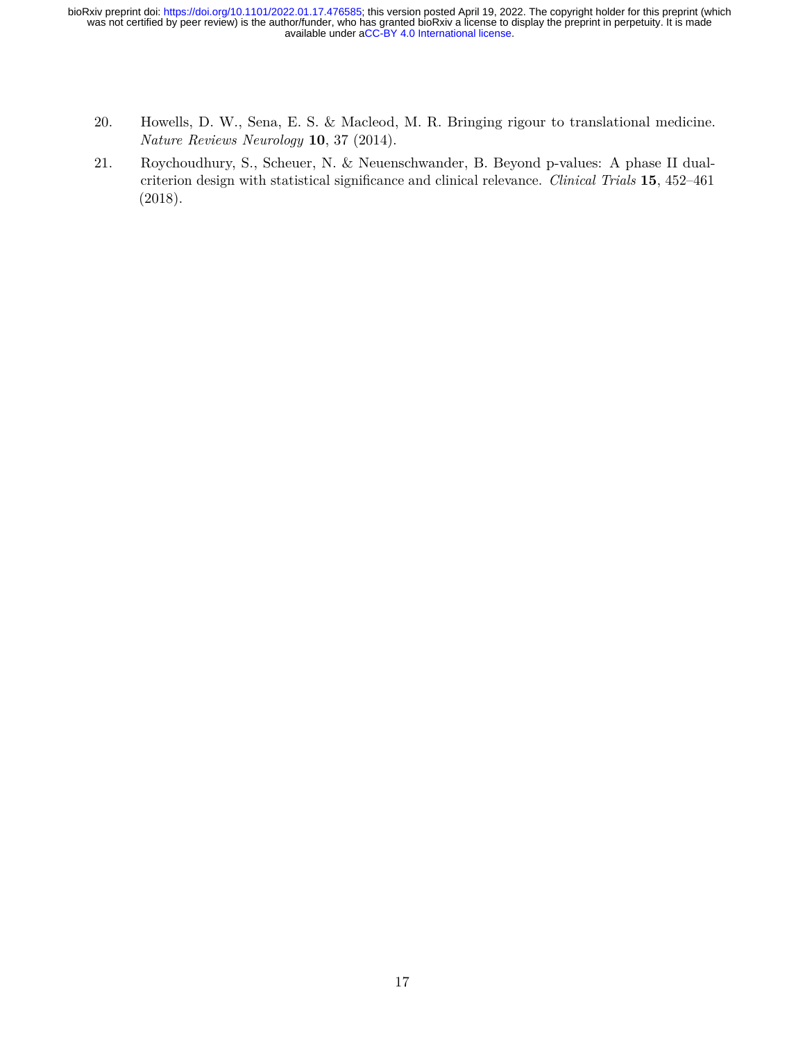20. Howells, D. W., Sena, E. S. & Macleod, M. R. Bringing rigour to translational medicine. *Nature Reviews Neurology* **10**, 37 (2014).

21. Roychoudhury, S., Scheuer, N. & Neuenschwander, B. Beyond p-values: A phase II dual-criterion design with statistical significance and clinical relevance. *Clinical Trials* **15**, 452–461 (2018).